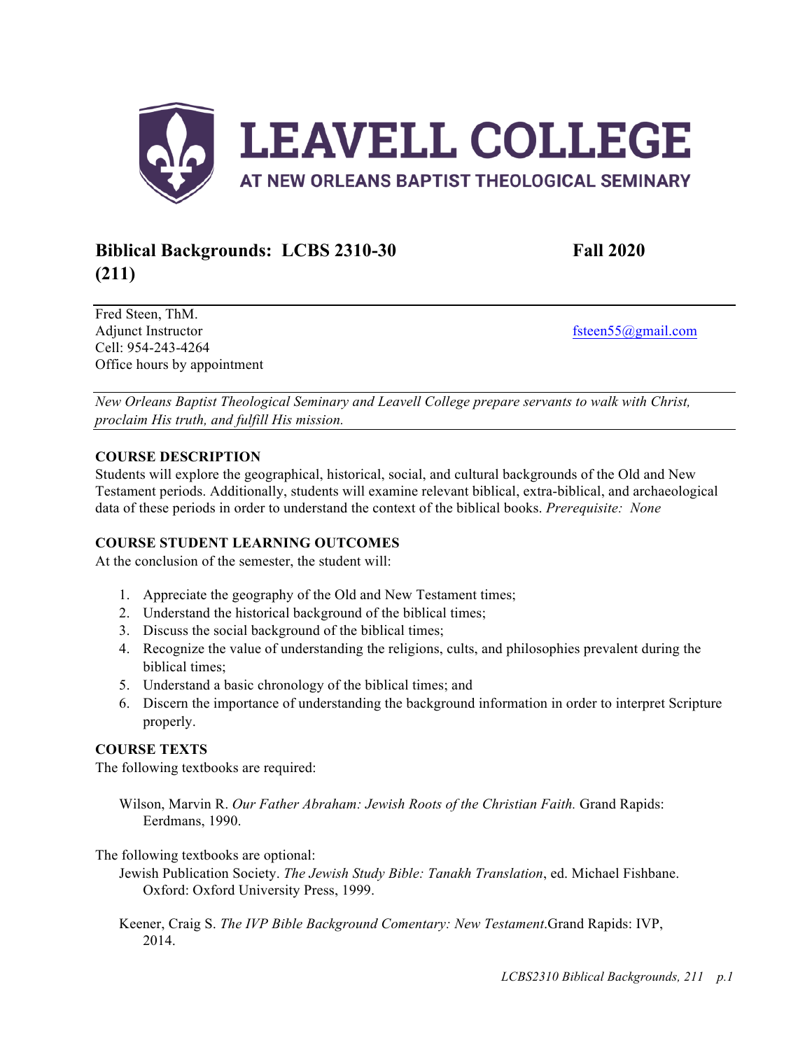# LEAVELL COLLEGE

AT NEW ORLEANS BAPTIST THEOLOGICAL SEMINARY

## Biblical Backgrounds: LCBS 2310-30 (211) — Fall 2020

Fred Steen, ThM.
Adjunct Instructor
Cell: 954-243-4264
Office hours by appointment

fsteen55@gmail.com

*New Orleans Baptist Theological Seminary and Leavell College prepare servants to walk with Christ, proclaim His truth, and fulfill His mission.*

### COURSE DESCRIPTION

Students will explore the geographical, historical, social, and cultural backgrounds of the Old and New Testament periods. Additionally, students will examine relevant biblical, extra-biblical, and archaeological data of these periods in order to understand the context of the biblical books. *Prerequisite: None*

### COURSE STUDENT LEARNING OUTCOMES

At the conclusion of the semester, the student will:

1. Appreciate the geography of the Old and New Testament times;
2. Understand the historical background of the biblical times;
3. Discuss the social background of the biblical times;
4. Recognize the value of understanding the religions, cults, and philosophies prevalent during the biblical times;
5. Understand a basic chronology of the biblical times; and
6. Discern the importance of understanding the background information in order to interpret Scripture properly.

### COURSE TEXTS

The following textbooks are required:

Wilson, Marvin R. *Our Father Abraham: Jewish Roots of the Christian Faith.* Grand Rapids: Eerdmans, 1990.

The following textbooks are optional:

Jewish Publication Society. *The Jewish Study Bible: Tanakh Translation*, ed. Michael Fishbane. Oxford: Oxford University Press, 1999.

Keener, Craig S. *The IVP Bible Background Comentary: New Testament*.Grand Rapids: IVP, 2014.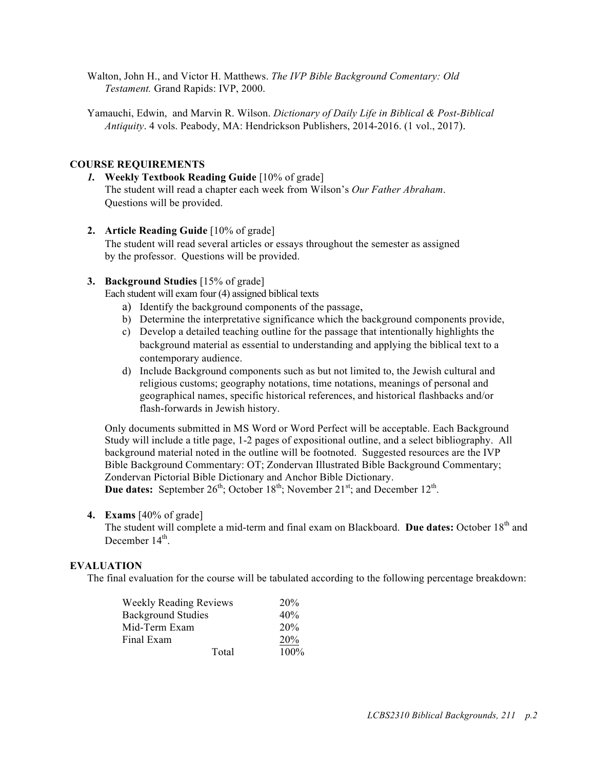Walton, John H., and Victor H. Matthews. *The IVP Bible Background Comentary: Old Testament.* Grand Rapids: IVP, 2000.

Yamauchi, Edwin, and Marvin R. Wilson. *Dictionary of Daily Life in Biblical & Post-Biblical Antiquity*. 4 vols. Peabody, MA: Hendrickson Publishers, 2014-2016. (1 vol., 2017).

## COURSE REQUIREMENTS

1. **Weekly Textbook Reading Guide** [10% of grade]
   The student will read a chapter each week from Wilson's *Our Father Abraham*. Questions will be provided.

2. **Article Reading Guide** [10% of grade]
   The student will read several articles or essays throughout the semester as assigned by the professor. Questions will be provided.

3. **Background Studies** [15% of grade]
   Each student will exam four (4) assigned biblical texts
   a) Identify the background components of the passage,
   b) Determine the interpretative significance which the background components provide,
   c) Develop a detailed teaching outline for the passage that intentionally highlights the background material as essential to understanding and applying the biblical text to a contemporary audience.
   d) Include Background components such as but not limited to, the Jewish cultural and religious customs; geography notations, time notations, meanings of personal and geographical names, specific historical references, and historical flashbacks and/or flash-forwards in Jewish history.

   Only documents submitted in MS Word or Word Perfect will be acceptable. Each Background Study will include a title page, 1-2 pages of expositional outline, and a select bibliography. All background material noted in the outline will be footnoted. Suggested resources are the IVP Bible Background Commentary: OT; Zondervan Illustrated Bible Background Commentary; Zondervan Pictorial Bible Dictionary and Anchor Bible Dictionary.
   **Due dates:** September 26th; October 18th; November 21st; and December 12th.

4. **Exams** [40% of grade]
   The student will complete a mid-term and final exam on Blackboard. **Due dates:** October 18th and December 14th.

## EVALUATION

The final evaluation for the course will be tabulated according to the following percentage breakdown:

| | |
|---|---|
| Weekly Reading Reviews | 20% |
| Background Studies | 40% |
| Mid-Term Exam | 20% |
| Final Exam | 20% |
| Total | 100% |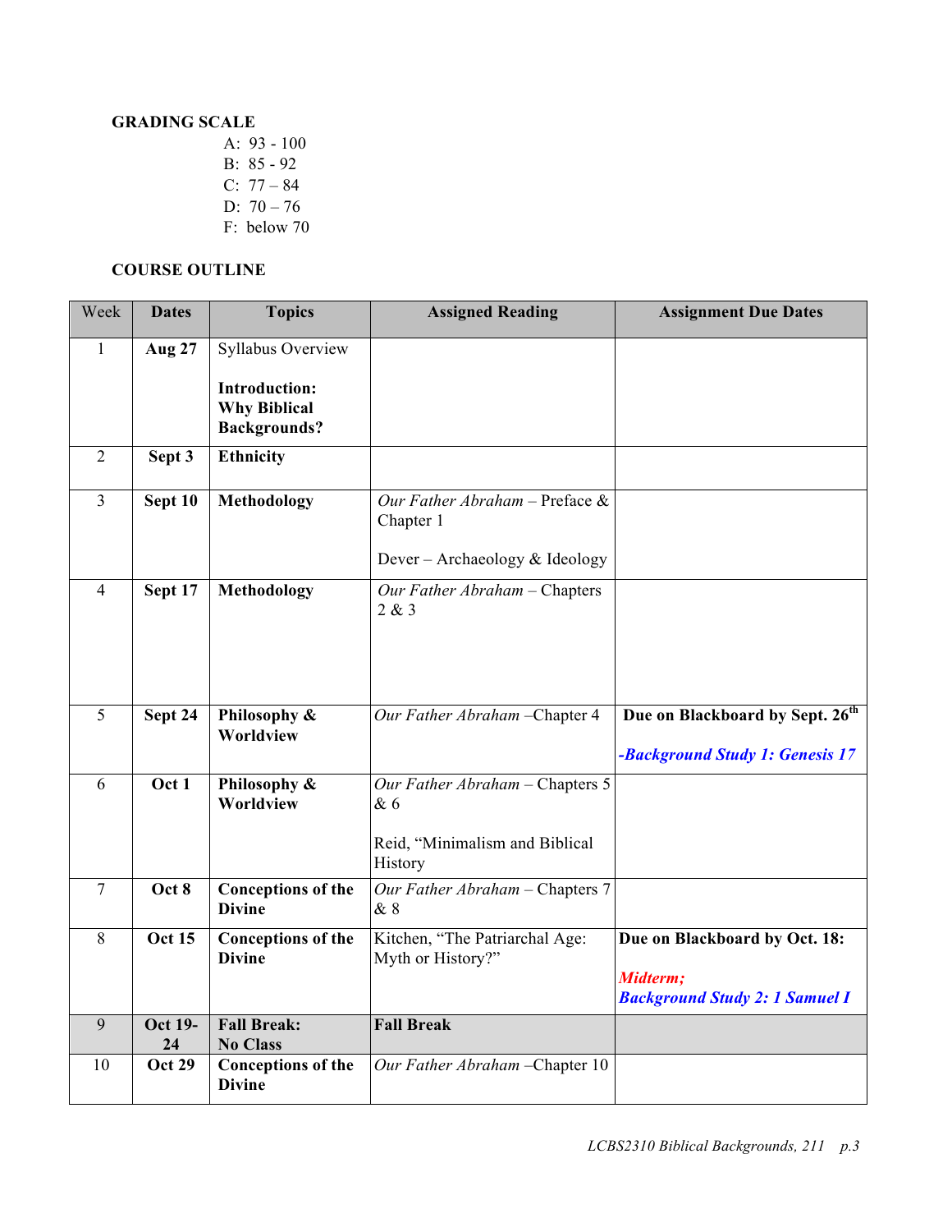**GRADING SCALE**

A: 93 - 100
B: 85 - 92
C: 77 – 84
D: 70 – 76
F: below 70

**COURSE OUTLINE**

| Week | Dates | Topics | Assigned Reading | Assignment Due Dates |
|---|---|---|---|---|
| 1 | **Aug 27** | Syllabus Overview<br><br>**Introduction: Why Biblical Backgrounds?** | | |
| 2 | **Sept 3** | **Ethnicity** | | |
| 3 | **Sept 10** | **Methodology** | *Our Father Abraham* – Preface & Chapter 1<br><br>Dever – Archaeology & Ideology | |
| 4 | **Sept 17** | **Methodology** | *Our Father Abraham* – Chapters 2 & 3 | |
| 5 | **Sept 24** | **Philosophy & Worldview** | *Our Father Abraham* –Chapter 4 | **Due on Blackboard by Sept. 26th**<br><br>***-Background Study 1: Genesis 17*** |
| 6 | **Oct 1** | **Philosophy & Worldview** | *Our Father Abraham* – Chapters 5 & 6<br><br>Reid, "Minimalism and Biblical History | |
| 7 | **Oct 8** | **Conceptions of the Divine** | *Our Father Abraham* – Chapters 7 & 8 | |
| 8 | **Oct 15** | **Conceptions of the Divine** | Kitchen, "The Patriarchal Age: Myth or History?" | **Due on Blackboard by Oct. 18:**<br><br>***Midterm;***<br>***Background Study 2: 1 Samuel I*** |
| 9 | **Oct 19-24** | **Fall Break: No Class** | **Fall Break** | |
| 10 | **Oct 29** | **Conceptions of the Divine** | *Our Father Abraham* –Chapter 10 | |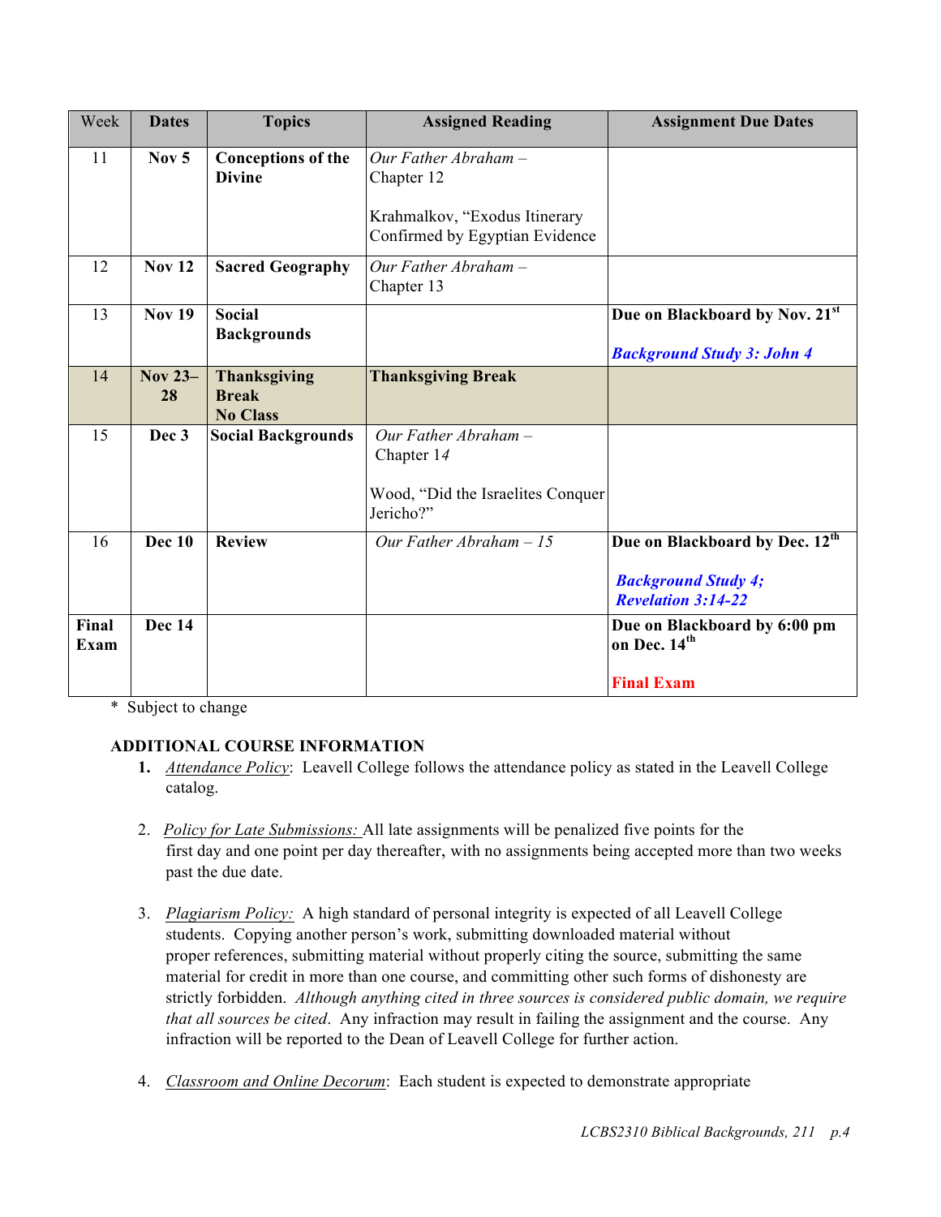| Week | Dates | Topics | Assigned Reading | Assignment Due Dates |
|---|---|---|---|---|
| 11 | **Nov 5** | **Conceptions of the Divine** | *Our Father Abraham* – Chapter 12<br><br>Krahmalkov, "Exodus Itinerary Confirmed by Egyptian Evidence | |
| 12 | **Nov 12** | **Sacred Geography** | *Our Father Abraham* – Chapter 13 | |
| 13 | **Nov 19** | **Social Backgrounds** | | **Due on Blackboard by Nov. 21st**<br><br>***Background Study 3: John 4*** |
| 14 | **Nov 23–28** | **Thanksgiving Break No Class** | **Thanksgiving Break** | |
| 15 | **Dec 3** | **Social Backgrounds** | *Our Father Abraham* – Chapter *14*<br><br>Wood, "Did the Israelites Conquer Jericho?" | |
| 16 | **Dec 10** | **Review** | *Our Father Abraham – 15* | **Due on Blackboard by Dec. 12th**<br><br>***Background Study 4; Revelation 3:14-22*** |
| **Final Exam** | **Dec 14** | | | **Due on Blackboard by 6:00 pm on Dec. 14th**<br><br>**Final Exam** |

\* Subject to change

**ADDITIONAL COURSE INFORMATION**

1. Attendance Policy: Leavell College follows the attendance policy as stated in the Leavell College catalog.

2. Policy for Late Submissions: All late assignments will be penalized five points for the first day and one point per day thereafter, with no assignments being accepted more than two weeks past the due date.

3. Plagiarism Policy: A high standard of personal integrity is expected of all Leavell College students. Copying another person's work, submitting downloaded material without proper references, submitting material without properly citing the source, submitting the same material for credit in more than one course, and committing other such forms of dishonesty are strictly forbidden. *Although anything cited in three sources is considered public domain, we require that all sources be cited*. Any infraction may result in failing the assignment and the course. Any infraction will be reported to the Dean of Leavell College for further action.

4. Classroom and Online Decorum: Each student is expected to demonstrate appropriate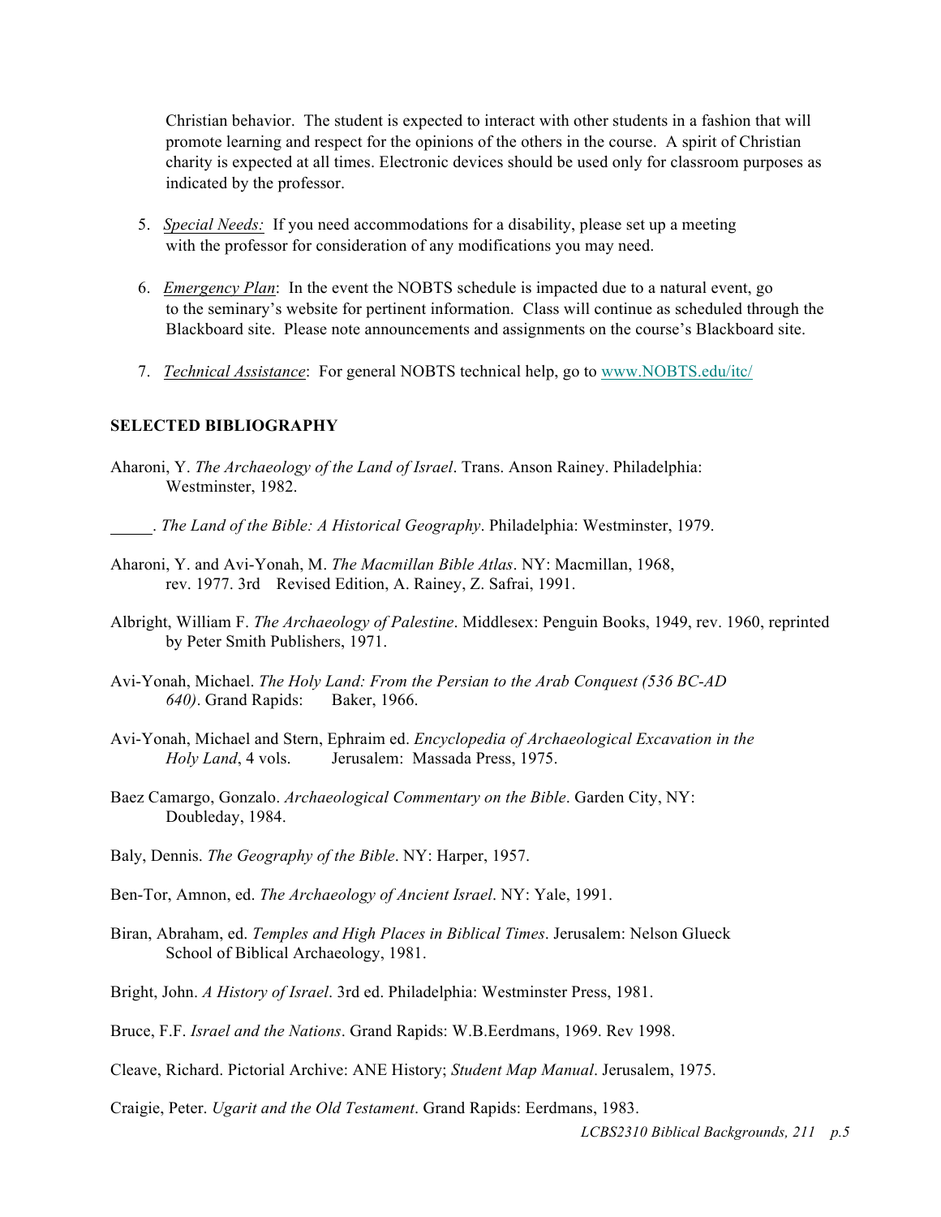Christian behavior. The student is expected to interact with other students in a fashion that will promote learning and respect for the opinions of the others in the course. A spirit of Christian charity is expected at all times. Electronic devices should be used only for classroom purposes as indicated by the professor.

5. *Special Needs:* If you need accommodations for a disability, please set up a meeting with the professor for consideration of any modifications you may need.

6. *Emergency Plan*: In the event the NOBTS schedule is impacted due to a natural event, go to the seminary's website for pertinent information. Class will continue as scheduled through the Blackboard site. Please note announcements and assignments on the course's Blackboard site.

7. *Technical Assistance*: For general NOBTS technical help, go to www.NOBTS.edu/itc/

**SELECTED BIBLIOGRAPHY**

Aharoni, Y. *The Archaeology of the Land of Israel*. Trans. Anson Rainey. Philadelphia: Westminster, 1982.

_____. *The Land of the Bible: A Historical Geography*. Philadelphia: Westminster, 1979.

Aharoni, Y. and Avi-Yonah, M. *The Macmillan Bible Atlas*. NY: Macmillan, 1968, rev. 1977. 3rd Revised Edition, A. Rainey, Z. Safrai, 1991.

Albright, William F. *The Archaeology of Palestine*. Middlesex: Penguin Books, 1949, rev. 1960, reprinted by Peter Smith Publishers, 1971.

Avi-Yonah, Michael. *The Holy Land: From the Persian to the Arab Conquest (536 BC-AD 640)*. Grand Rapids: Baker, 1966.

Avi-Yonah, Michael and Stern, Ephraim ed. *Encyclopedia of Archaeological Excavation in the Holy Land*, 4 vols. Jerusalem: Massada Press, 1975.

Baez Camargo, Gonzalo. *Archaeological Commentary on the Bible*. Garden City, NY: Doubleday, 1984.

Baly, Dennis. *The Geography of the Bible*. NY: Harper, 1957.

Ben-Tor, Amnon, ed. *The Archaeology of Ancient Israel*. NY: Yale, 1991.

Biran, Abraham, ed. *Temples and High Places in Biblical Times*. Jerusalem: Nelson Glueck School of Biblical Archaeology, 1981.

Bright, John. *A History of Israel*. 3rd ed. Philadelphia: Westminster Press, 1981.

Bruce, F.F. *Israel and the Nations*. Grand Rapids: W.B.Eerdmans, 1969. Rev 1998.

Cleave, Richard. Pictorial Archive: ANE History; *Student Map Manual*. Jerusalem, 1975.

Craigie, Peter. *Ugarit and the Old Testament*. Grand Rapids: Eerdmans, 1983.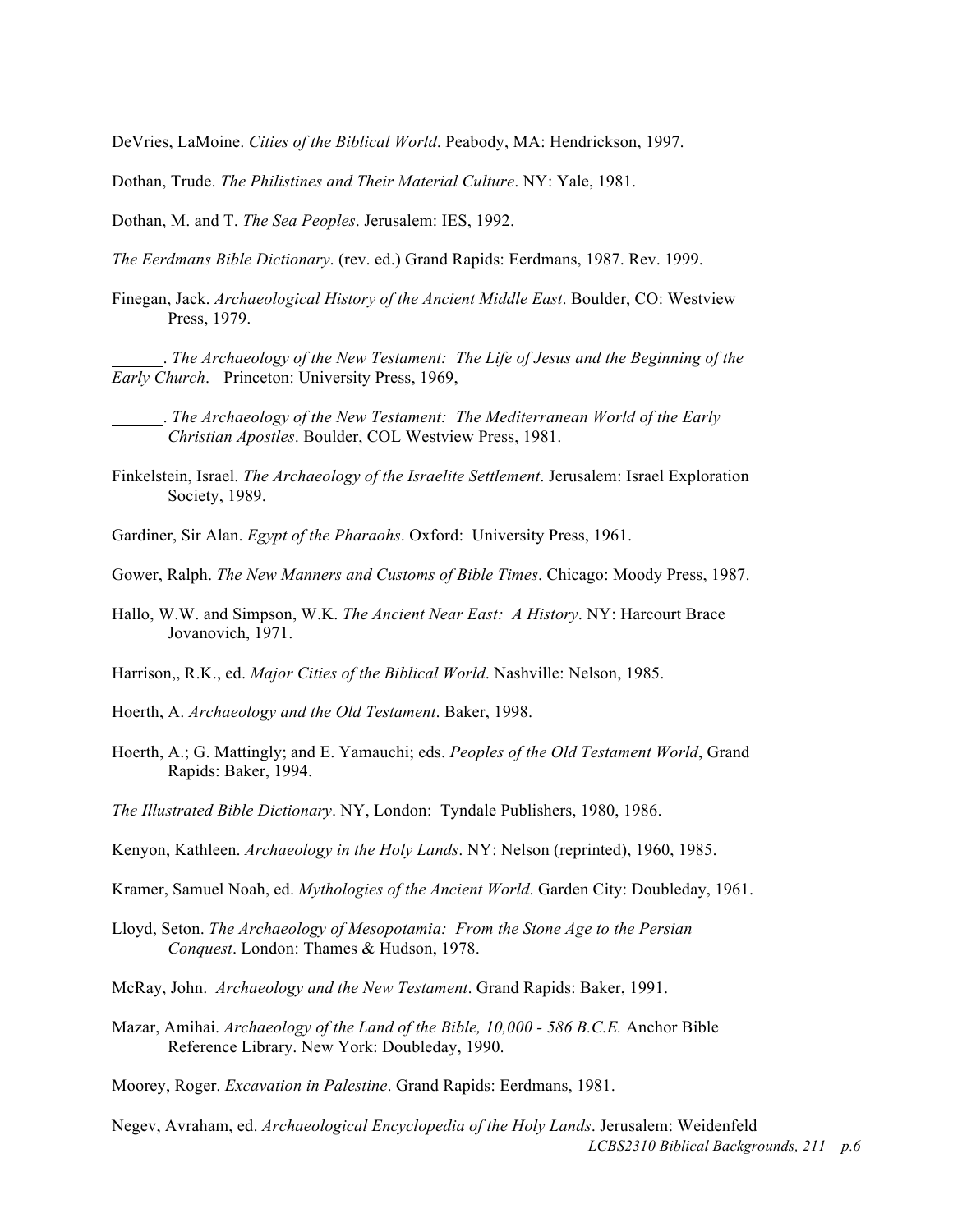DeVries, LaMoine. *Cities of the Biblical World*. Peabody, MA: Hendrickson, 1997.

Dothan, Trude. *The Philistines and Their Material Culture*. NY: Yale, 1981.

Dothan, M. and T. *The Sea Peoples*. Jerusalem: IES, 1992.

*The Eerdmans Bible Dictionary*. (rev. ed.) Grand Rapids: Eerdmans, 1987. Rev. 1999.

Finegan, Jack. *Archaeological History of the Ancient Middle East*. Boulder, CO: Westview Press, 1979.

______. *The Archaeology of the New Testament: The Life of Jesus and the Beginning of the Early Church*. Princeton: University Press, 1969,

______. *The Archaeology of the New Testament: The Mediterranean World of the Early Christian Apostles*. Boulder, COL Westview Press, 1981.

Finkelstein, Israel. *The Archaeology of the Israelite Settlement*. Jerusalem: Israel Exploration Society, 1989.

Gardiner, Sir Alan. *Egypt of the Pharaohs*. Oxford: University Press, 1961.

Gower, Ralph. *The New Manners and Customs of Bible Times*. Chicago: Moody Press, 1987.

Hallo, W.W. and Simpson, W.K. *The Ancient Near East: A History*. NY: Harcourt Brace Jovanovich, 1971.

Harrison,, R.K., ed. *Major Cities of the Biblical World*. Nashville: Nelson, 1985.

Hoerth, A. *Archaeology and the Old Testament*. Baker, 1998.

Hoerth, A.; G. Mattingly; and E. Yamauchi; eds. *Peoples of the Old Testament World*, Grand Rapids: Baker, 1994.

*The Illustrated Bible Dictionary*. NY, London: Tyndale Publishers, 1980, 1986.

Kenyon, Kathleen. *Archaeology in the Holy Lands*. NY: Nelson (reprinted), 1960, 1985.

Kramer, Samuel Noah, ed. *Mythologies of the Ancient World*. Garden City: Doubleday, 1961.

Lloyd, Seton. *The Archaeology of Mesopotamia: From the Stone Age to the Persian Conquest*. London: Thames & Hudson, 1978.

McRay, John. *Archaeology and the New Testament*. Grand Rapids: Baker, 1991.

Mazar, Amihai. *Archaeology of the Land of the Bible, 10,000 - 586 B.C.E.* Anchor Bible Reference Library. New York: Doubleday, 1990.

Moorey, Roger. *Excavation in Palestine*. Grand Rapids: Eerdmans, 1981.

Negev, Avraham, ed. *Archaeological Encyclopedia of the Holy Lands*. Jerusalem: Weidenfeld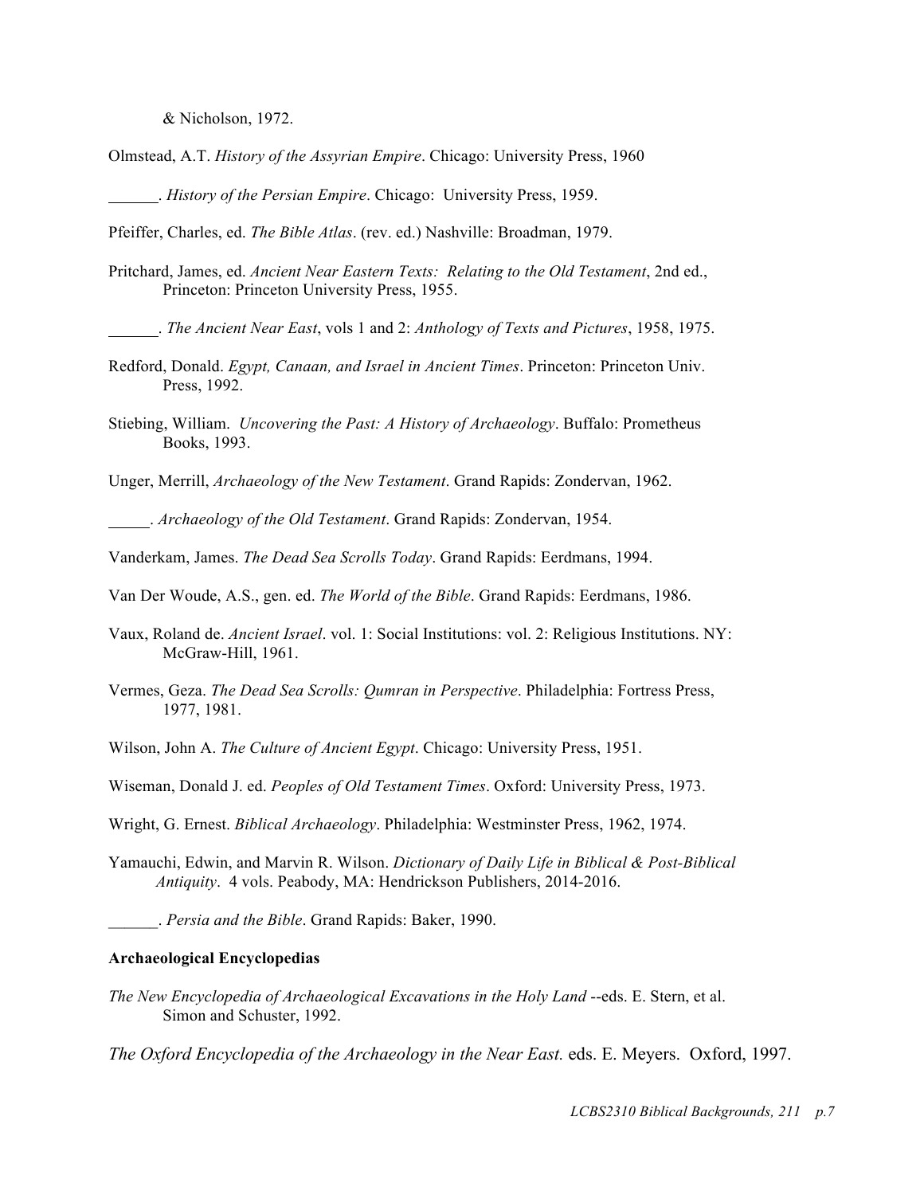& Nicholson, 1972.

Olmstead, A.T. *History of the Assyrian Empire*. Chicago: University Press, 1960

______. *History of the Persian Empire*. Chicago: University Press, 1959.

Pfeiffer, Charles, ed. *The Bible Atlas*. (rev. ed.) Nashville: Broadman, 1979.

Pritchard, James, ed. *Ancient Near Eastern Texts: Relating to the Old Testament*, 2nd ed., Princeton: Princeton University Press, 1955.

______. *The Ancient Near East*, vols 1 and 2: *Anthology of Texts and Pictures*, 1958, 1975.

Redford, Donald. *Egypt, Canaan, and Israel in Ancient Times*. Princeton: Princeton Univ. Press, 1992.

Stiebing, William. *Uncovering the Past: A History of Archaeology*. Buffalo: Prometheus Books, 1993.

Unger, Merrill, *Archaeology of the New Testament*. Grand Rapids: Zondervan, 1962.

_____. *Archaeology of the Old Testament*. Grand Rapids: Zondervan, 1954.

Vanderkam, James. *The Dead Sea Scrolls Today*. Grand Rapids: Eerdmans, 1994.

Van Der Woude, A.S., gen. ed. *The World of the Bible*. Grand Rapids: Eerdmans, 1986.

Vaux, Roland de. *Ancient Israel*. vol. 1: Social Institutions: vol. 2: Religious Institutions. NY: McGraw-Hill, 1961.

Vermes, Geza. *The Dead Sea Scrolls: Qumran in Perspective*. Philadelphia: Fortress Press, 1977, 1981.

Wilson, John A. *The Culture of Ancient Egypt*. Chicago: University Press, 1951.

Wiseman, Donald J. ed. *Peoples of Old Testament Times*. Oxford: University Press, 1973.

Wright, G. Ernest. *Biblical Archaeology*. Philadelphia: Westminster Press, 1962, 1974.

Yamauchi, Edwin, and Marvin R. Wilson. *Dictionary of Daily Life in Biblical & Post-Biblical Antiquity*. 4 vols. Peabody, MA: Hendrickson Publishers, 2014-2016.

______. *Persia and the Bible*. Grand Rapids: Baker, 1990.

**Archaeological Encyclopedias**

*The New Encyclopedia of Archaeological Excavations in the Holy Land* --eds. E. Stern, et al. Simon and Schuster, 1992.

*The Oxford Encyclopedia of the Archaeology in the Near East.* eds. E. Meyers. Oxford, 1997.